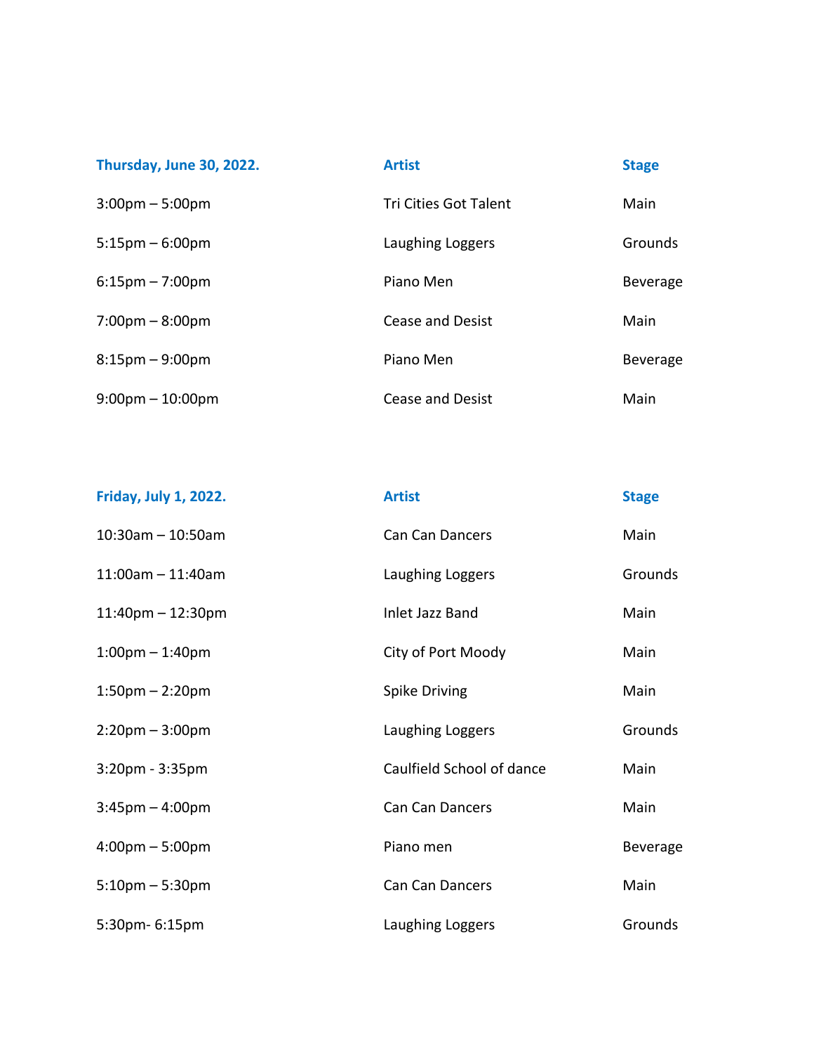| Thursday, June 30, 2022. | Artist | Stage |
|---|---|---|
| 3:00pm – 5:00pm | Tri Cities Got Talent | Main |
| 5:15pm – 6:00pm | Laughing Loggers | Grounds |
| 6:15pm – 7:00pm | Piano Men | Beverage |
| 7:00pm – 8:00pm | Cease and Desist | Main |
| 8:15pm – 9:00pm | Piano Men | Beverage |
| 9:00pm – 10:00pm | Cease and Desist | Main |

| Friday, July 1, 2022. | Artist | Stage |
|---|---|---|
| 10:30am – 10:50am | Can Can Dancers | Main |
| 11:00am – 11:40am | Laughing Loggers | Grounds |
| 11:40pm – 12:30pm | Inlet Jazz Band | Main |
| 1:00pm – 1:40pm | City of Port Moody | Main |
| 1:50pm – 2:20pm | Spike Driving | Main |
| 2:20pm – 3:00pm | Laughing Loggers | Grounds |
| 3:20pm - 3:35pm | Caulfield School of dance | Main |
| 3:45pm – 4:00pm | Can Can Dancers | Main |
| 4:00pm – 5:00pm | Piano men | Beverage |
| 5:10pm – 5:30pm | Can Can Dancers | Main |
| 5:30pm- 6:15pm | Laughing Loggers | Grounds |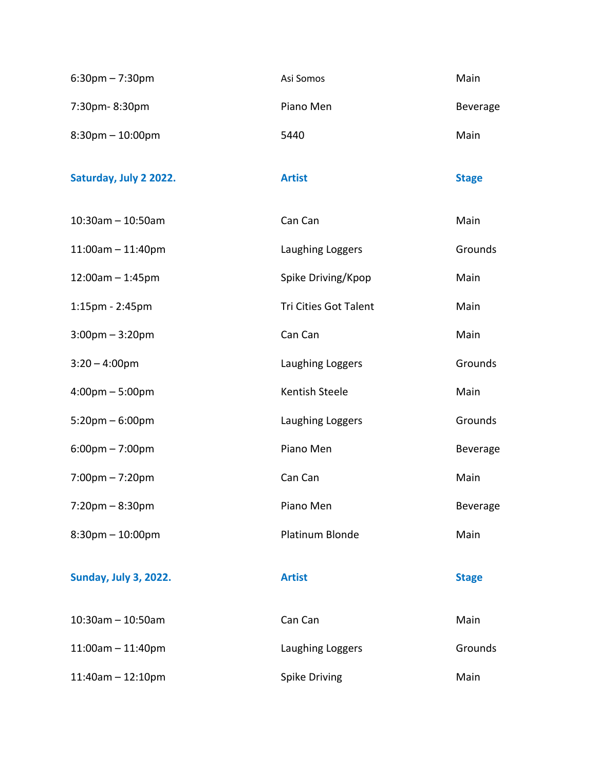| | | |
|---|---|---|
| 6:30pm – 7:30pm | Asi Somos | Main |
| 7:30pm- 8:30pm | Piano Men | Beverage |
| 8:30pm – 10:00pm | 5440 | Main |

| **Saturday, July 2 2022.** | **Artist** | **Stage** |
|---|---|---|
| 10:30am – 10:50am | Can Can | Main |
| 11:00am – 11:40pm | Laughing Loggers | Grounds |
| 12:00am – 1:45pm | Spike Driving/Kpop | Main |
| 1:15pm - 2:45pm | Tri Cities Got Talent | Main |
| 3:00pm – 3:20pm | Can Can | Main |
| 3:20 – 4:00pm | Laughing Loggers | Grounds |
| 4:00pm – 5:00pm | Kentish Steele | Main |
| 5:20pm – 6:00pm | Laughing Loggers | Grounds |
| 6:00pm – 7:00pm | Piano Men | Beverage |
| 7:00pm – 7:20pm | Can Can | Main |
| 7:20pm – 8:30pm | Piano Men | Beverage |
| 8:30pm – 10:00pm | Platinum Blonde | Main |

| **Sunday, July 3, 2022.** | **Artist** | **Stage** |
|---|---|---|
| 10:30am – 10:50am | Can Can | Main |
| 11:00am – 11:40pm | Laughing Loggers | Grounds |
| 11:40am – 12:10pm | Spike Driving | Main |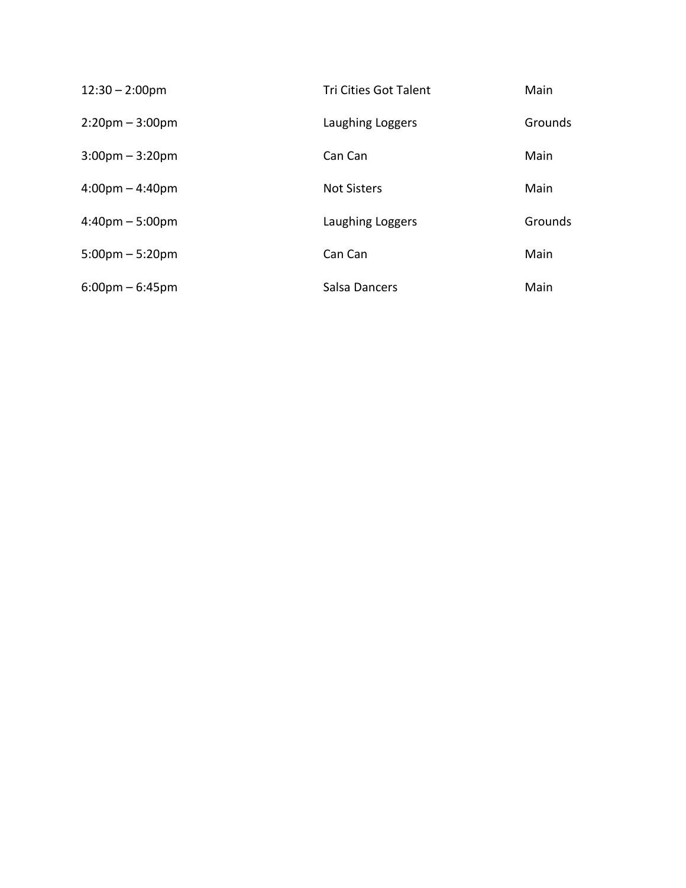| | | |
|---|---|---|
| 12:30 – 2:00pm | Tri Cities Got Talent | Main |
| 2:20pm – 3:00pm | Laughing Loggers | Grounds |
| 3:00pm – 3:20pm | Can Can | Main |
| 4:00pm – 4:40pm | Not Sisters | Main |
| 4:40pm – 5:00pm | Laughing Loggers | Grounds |
| 5:00pm – 5:20pm | Can Can | Main |
| 6:00pm – 6:45pm | Salsa Dancers | Main |